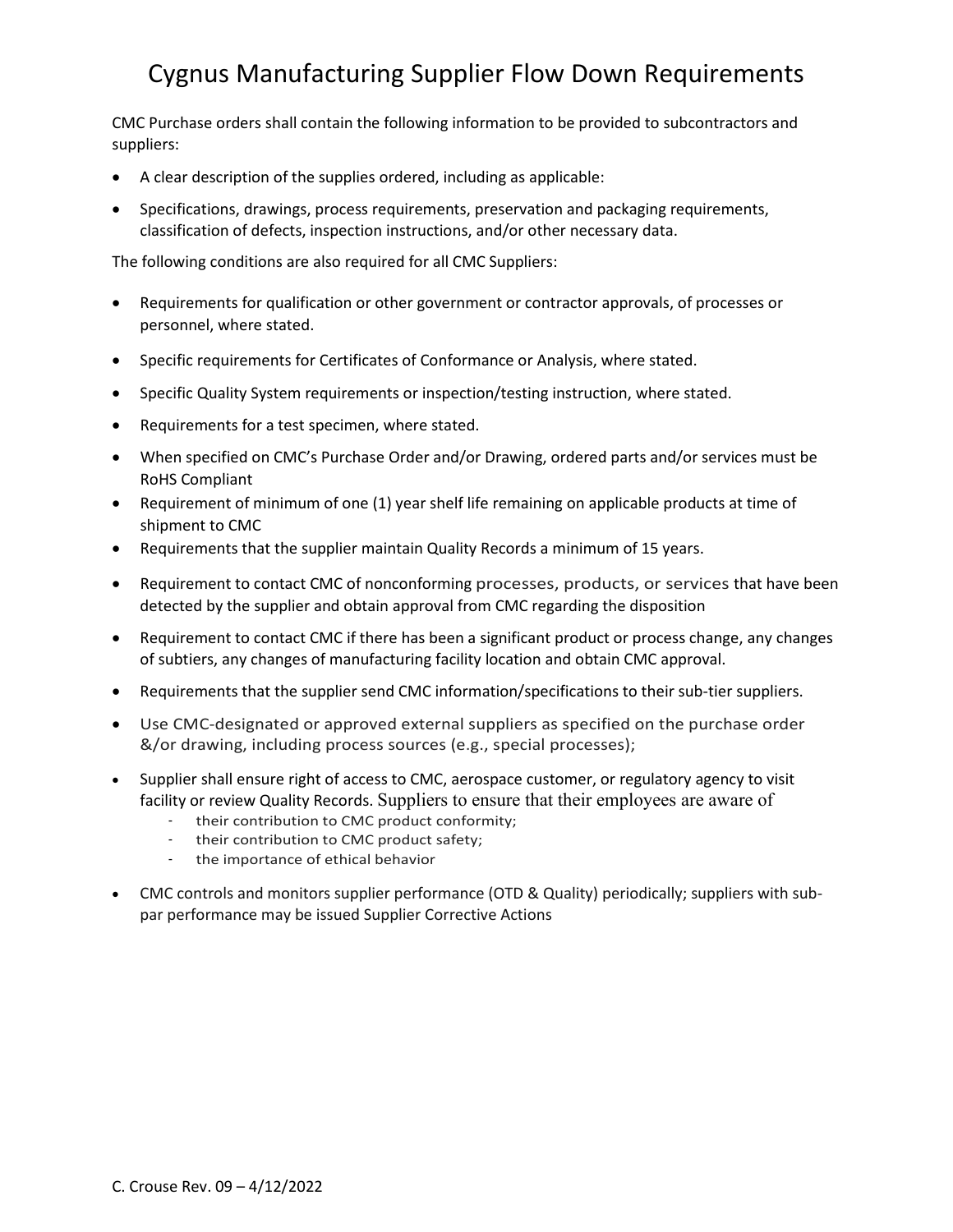# Cygnus Manufacturing Supplier Flow Down Requirements

CMC Purchase orders shall contain the following information to be provided to subcontractors and suppliers:

- A clear description of the supplies ordered, including as applicable:
- Specifications, drawings, process requirements, preservation and packaging requirements, classification of defects, inspection instructions, and/or other necessary data.

The following conditions are also required for all CMC Suppliers:

- Requirements for qualification or other government or contractor approvals, of processes or personnel, where stated.
- Specific requirements for Certificates of Conformance or Analysis, where stated.
- Specific Quality System requirements or inspection/testing instruction, where stated.
- Requirements for a test specimen, where stated.
- When specified on CMC's Purchase Order and/or Drawing, ordered parts and/or services must be RoHS Compliant
- Requirement of minimum of one (1) year shelf life remaining on applicable products at time of shipment to CMC
- Requirements that the supplier maintain Quality Records a minimum of 15 years.
- Requirement to contact CMC of nonconforming processes, products, or services that have been detected by the supplier and obtain approval from CMC regarding the disposition
- Requirement to contact CMC if there has been a significant product or process change, any changes of subtiers, any changes of manufacturing facility location and obtain CMC approval.
- Requirements that the supplier send CMC information/specifications to their sub-tier suppliers.
- Use CMC-designated or approved external suppliers as specified on the purchase order &/or drawing, including process sources (e.g., special processes);
- Supplier shall ensure right of access to CMC, aerospace customer, or regulatory agency to visit facility or review Quality Records. Suppliers to ensure that their employees are aware of
  - their contribution to CMC product conformity;
  - their contribution to CMC product safety;
  - the importance of ethical behavior
- CMC controls and monitors supplier performance (OTD & Quality) periodically; suppliers with sub-par performance may be issued Supplier Corrective Actions

C. Crouse Rev. 09 – 4/12/2022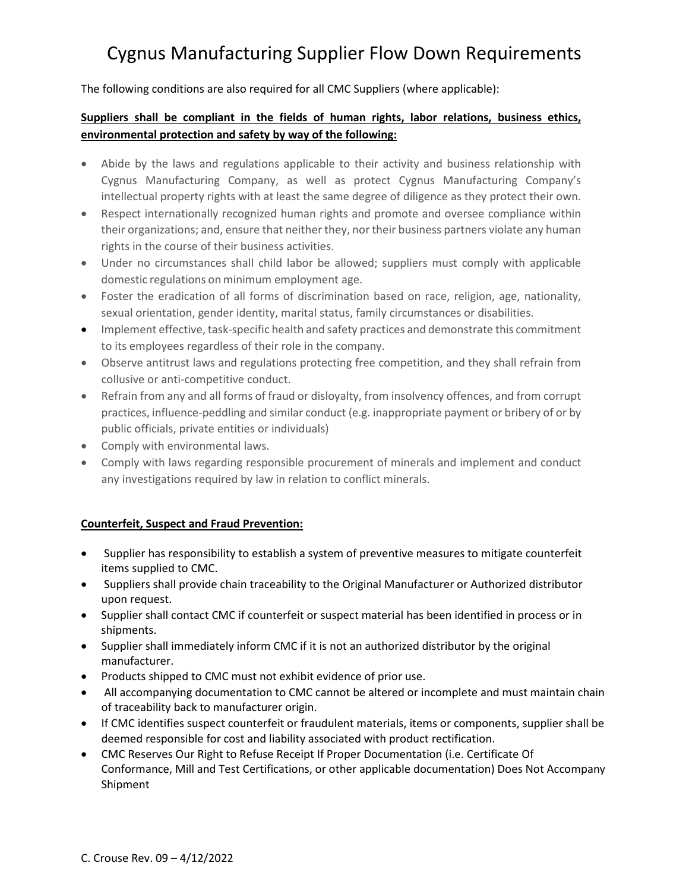# Cygnus Manufacturing Supplier Flow Down Requirements

The following conditions are also required for all CMC Suppliers (where applicable):

**Suppliers shall be compliant in the fields of human rights, labor relations, business ethics, environmental protection and safety by way of the following:**

- Abide by the laws and regulations applicable to their activity and business relationship with Cygnus Manufacturing Company, as well as protect Cygnus Manufacturing Company's intellectual property rights with at least the same degree of diligence as they protect their own.
- Respect internationally recognized human rights and promote and oversee compliance within their organizations; and, ensure that neither they, nor their business partners violate any human rights in the course of their business activities.
- Under no circumstances shall child labor be allowed; suppliers must comply with applicable domestic regulations on minimum employment age.
- Foster the eradication of all forms of discrimination based on race, religion, age, nationality, sexual orientation, gender identity, marital status, family circumstances or disabilities.
- Implement effective, task-specific health and safety practices and demonstrate this commitment to its employees regardless of their role in the company.
- Observe antitrust laws and regulations protecting free competition, and they shall refrain from collusive or anti-competitive conduct.
- Refrain from any and all forms of fraud or disloyalty, from insolvency offences, and from corrupt practices, influence-peddling and similar conduct (e.g. inappropriate payment or bribery of or by public officials, private entities or individuals)
- Comply with environmental laws.
- Comply with laws regarding responsible procurement of minerals and implement and conduct any investigations required by law in relation to conflict minerals.

**Counterfeit, Suspect and Fraud Prevention:**

- Supplier has responsibility to establish a system of preventive measures to mitigate counterfeit items supplied to CMC.
- Suppliers shall provide chain traceability to the Original Manufacturer or Authorized distributor upon request.
- Supplier shall contact CMC if counterfeit or suspect material has been identified in process or in shipments.
- Supplier shall immediately inform CMC if it is not an authorized distributor by the original manufacturer.
- Products shipped to CMC must not exhibit evidence of prior use.
- All accompanying documentation to CMC cannot be altered or incomplete and must maintain chain of traceability back to manufacturer origin.
- If CMC identifies suspect counterfeit or fraudulent materials, items or components, supplier shall be deemed responsible for cost and liability associated with product rectification.
- CMC Reserves Our Right to Refuse Receipt If Proper Documentation (i.e. Certificate Of Conformance, Mill and Test Certifications, or other applicable documentation) Does Not Accompany Shipment

C. Crouse Rev. 09 – 4/12/2022